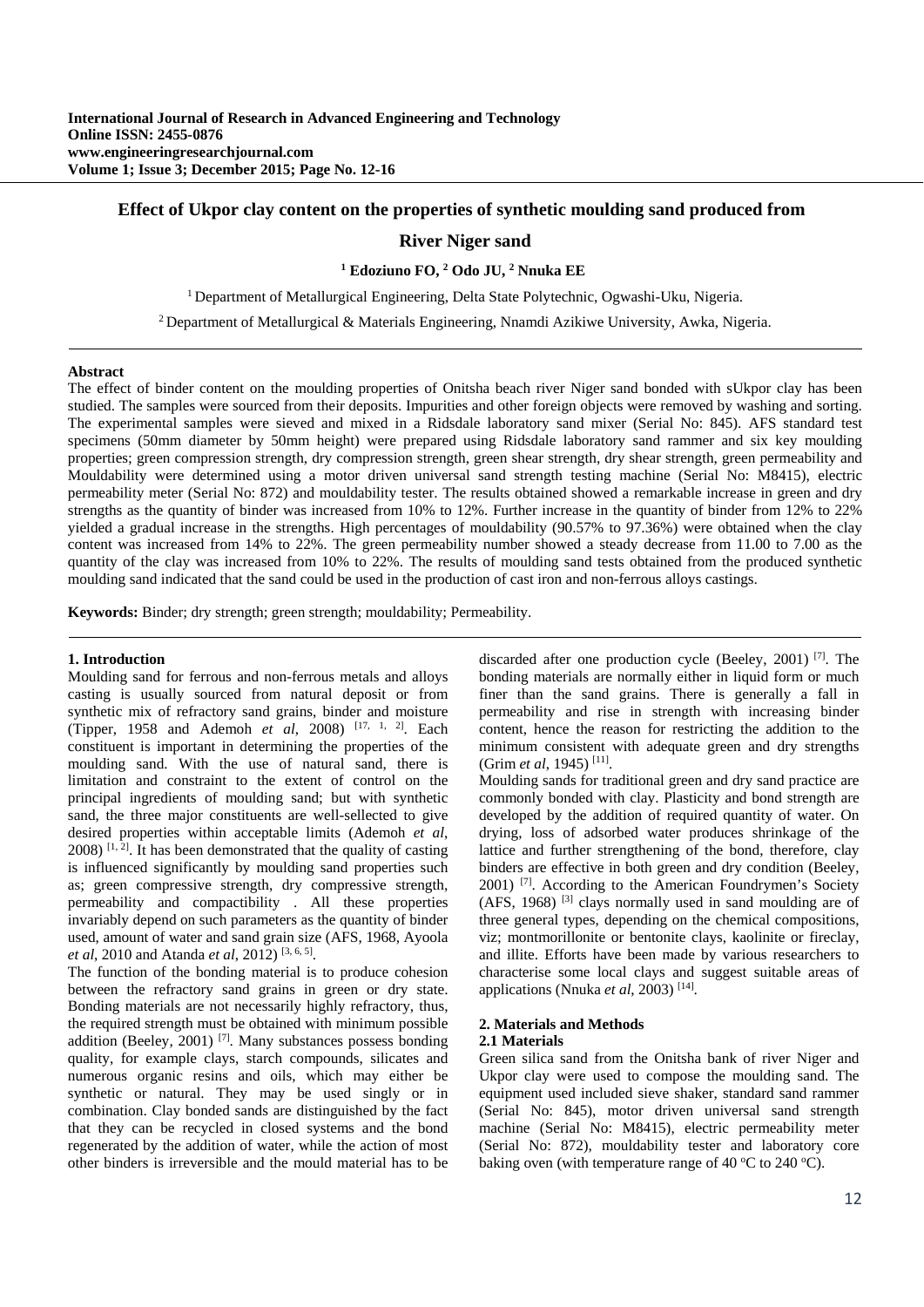# Effect of Ukpor clay content on the properties of synthetic moulding sand produced from River Niger sand

[1] Edoziuno FO, [2] Odo JU, [2] Nnuka EE

[1] Department of Metallurgical Engineering, Delta State Polytechnic, Ogwashi-Uku, Nigeria.

[2] Department of Metallurgical & Materials Engineering, Nnamdi Azikiwe University, Awka, Nigeria.

## Abstract

The effect of binder content on the moulding properties of Onitsha beach river Niger sand bonded with sUkpor clay has been studied. The samples were sourced from their deposits. Impurities and other foreign objects were removed by washing and sorting. The experimental samples were sieved and mixed in a Ridsdale laboratory sand mixer (Serial No: 845). AFS standard test specimens (50mm diameter by 50mm height) were prepared using Ridsdale laboratory sand rammer and six key moulding properties; green compression strength, dry compression strength, green shear strength, dry shear strength, green permeability and Mouldability were determined using a motor driven universal sand strength testing machine (Serial No: M8415), electric permeability meter (Serial No: 872) and mouldability tester. The results obtained showed a remarkable increase in green and dry strengths as the quantity of binder was increased from 10% to 12%. Further increase in the quantity of binder from 12% to 22% yielded a gradual increase in the strengths. High percentages of mouldability (90.57% to 97.36%) were obtained when the clay content was increased from 14% to 22%. The green permeability number showed a steady decrease from 11.00 to 7.00 as the quantity of the clay was increased from 10% to 22%. The results of moulding sand tests obtained from the produced synthetic moulding sand indicated that the sand could be used in the production of cast iron and non-ferrous alloys castings.

**Keywords:** Binder; dry strength; green strength; mouldability; Permeability.

## 1. Introduction

Moulding sand for ferrous and non-ferrous metals and alloys casting is usually sourced from natural deposit or from synthetic mix of refractory sand grains, binder and moisture (Tipper, 1958 and Ademoh *et al*, 2008) [17, 1, 2]. Each constituent is important in determining the properties of the moulding sand. With the use of natural sand, there is limitation and constraint to the extent of control on the principal ingredients of moulding sand; but with synthetic sand, the three major constituents are well-sellected to give desired properties within acceptable limits (Ademoh *et al*, 2008) [1, 2]. It has been demonstrated that the quality of casting is influenced significantly by moulding sand properties such as; green compressive strength, dry compressive strength, permeability and compactibility . All these properties invariably depend on such parameters as the quantity of binder used, amount of water and sand grain size (AFS, 1968, Ayoola *et al*, 2010 and Atanda *et al*, 2012) [3, 6, 5].

The function of the bonding material is to produce cohesion between the refractory sand grains in green or dry state. Bonding materials are not necessarily highly refractory, thus, the required strength must be obtained with minimum possible addition (Beeley, 2001) [7]. Many substances possess bonding quality, for example clays, starch compounds, silicates and numerous organic resins and oils, which may either be synthetic or natural. They may be used singly or in combination. Clay bonded sands are distinguished by the fact that they can be recycled in closed systems and the bond regenerated by the addition of water, while the action of most other binders is irreversible and the mould material has to be discarded after one production cycle (Beeley, 2001) [7]. The bonding materials are normally either in liquid form or much finer than the sand grains. There is generally a fall in permeability and rise in strength with increasing binder content, hence the reason for restricting the addition to the minimum consistent with adequate green and dry strengths (Grim *et al*, 1945) [11].

Moulding sands for traditional green and dry sand practice are commonly bonded with clay. Plasticity and bond strength are developed by the addition of required quantity of water. On drying, loss of adsorbed water produces shrinkage of the lattice and further strengthening of the bond, therefore, clay binders are effective in both green and dry condition (Beeley, 2001) [7]. According to the American Foundrymen's Society (AFS, 1968) [3] clays normally used in sand moulding are of three general types, depending on the chemical compositions, viz; montmorillonite or bentonite clays, kaolinite or fireclay, and illite. Efforts have been made by various researchers to characterise some local clays and suggest suitable areas of applications (Nnuka *et al*, 2003) [14].

## 2. Materials and Methods

### 2.1 Materials

Green silica sand from the Onitsha bank of river Niger and Ukpor clay were used to compose the moulding sand. The equipment used included sieve shaker, standard sand rammer (Serial No: 845), motor driven universal sand strength machine (Serial No: M8415), electric permeability meter (Serial No: 872), mouldability tester and laboratory core baking oven (with temperature range of 40 °C to 240 °C).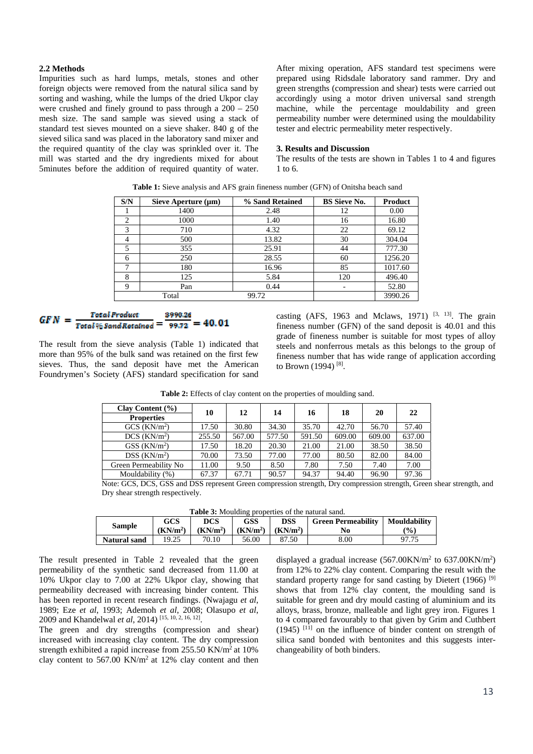### 2.2 Methods

Impurities such as hard lumps, metals, stones and other foreign objects were removed from the natural silica sand by sorting and washing, while the lumps of the dried Ukpor clay were crushed and finely ground to pass through a 200 – 250 mesh size. The sand sample was sieved using a stack of standard test sieves mounted on a sieve shaker. 840 g of the sieved silica sand was placed in the laboratory sand mixer and the required quantity of the clay was sprinkled over it. The mill was started and the dry ingredients mixed for about 5minutes before the addition of required quantity of water. After mixing operation, AFS standard test specimens were prepared using Ridsdale laboratory sand rammer. Dry and green strengths (compression and shear) tests were carried out accordingly using a motor driven universal sand strength machine, while the percentage mouldability and green permeability number were determined using the mouldability tester and electric permeability meter respectively.

## 3. Results and Discussion

The results of the tests are shown in Tables 1 to 4 and figures 1 to 6.

**Table 1:** Sieve analysis and AFS grain fineness number (GFN) of Onitsha beach sand

| S/N | Sieve Aperture (μm) | % Sand Retained | BS Sieve No. | Product |
|---|---|---|---|---|
| 1 | 1400 | 2.48 | 12 | 0.00 |
| 2 | 1000 | 1.40 | 16 | 16.80 |
| 3 | 710 | 4.32 | 22 | 69.12 |
| 4 | 500 | 13.82 | 30 | 304.04 |
| 5 | 355 | 25.91 | 44 | 777.30 |
| 6 | 250 | 28.55 | 60 | 1256.20 |
| 7 | 180 | 16.96 | 85 | 1017.60 |
| 8 | 125 | 5.84 | 120 | 496.40 |
| 9 | Pan | 0.44 | - | 52.80 |
| Total | | 99.72 | | 3990.26 |

$$GFN = \frac{Total\ Product}{Total\ \%\ Sand\ Retained} = \frac{3990.26}{99.72} = 40.01$$

The result from the sieve analysis (Table 1) indicated that more than 95% of the bulk sand was retained on the first few sieves. Thus, the sand deposit have met the American Foundrymen's Society (AFS) standard specification for sand casting (AFS, 1963 and Mclaws, 1971) [3, 13]. The grain fineness number (GFN) of the sand deposit is 40.01 and this grade of fineness number is suitable for most types of alloy steels and nonferrous metals as this belongs to the group of fineness number that has wide range of application according to Brown (1994) [8].

**Table 2:** Effects of clay content on the properties of moulding sand.

| Clay Content (%) / Properties | 10 | 12 | 14 | 16 | 18 | 20 | 22 |
|---|---|---|---|---|---|---|---|
| GCS ($KN/m^2$) | 17.50 | 30.80 | 34.30 | 35.70 | 42.70 | 56.70 | 57.40 |
| DCS ($KN/m^2$) | 255.50 | 567.00 | 577.50 | 591.50 | 609.00 | 609.00 | 637.00 |
| GSS ($KN/m^2$) | 17.50 | 18.20 | 20.30 | 21.00 | 21.00 | 38.50 | 38.50 |
| DSS ($KN/m^2$) | 70.00 | 73.50 | 77.00 | 77.00 | 80.50 | 82.00 | 84.00 |
| Green Permeability No | 11.00 | 9.50 | 8.50 | 7.80 | 7.50 | 7.40 | 7.00 |
| Mouldability (%) | 67.37 | 67.71 | 90.57 | 94.37 | 94.40 | 96.90 | 97.36 |

Note: GCS, DCS, GSS and DSS represent Green compression strength, Dry compression strength, Green shear strength, and Dry shear strength respectively.

**Table 3:** Moulding properties of the natural sand.

| Sample | GCS ($KN/m^2$) | DCS ($KN/m^2$) | GSS ($KN/m^2$) | DSS ($KN/m^2$) | Green Permeability No | Mouldability (%) |
|---|---|---|---|---|---|---|
| **Natural sand** | 19.25 | 70.10 | 56.00 | 87.50 | 8.00 | 97.75 |

The result presented in Table 2 revealed that the green permeability of the synthetic sand decreased from 11.00 at 10% Ukpor clay to 7.00 at 22% Ukpor clay, showing that permeability decreased with increasing binder content. This has been reported in recent research findings. (Nwajagu *et al*, 1989; Eze *et al*, 1993; Ademoh *et al*, 2008; Olasupo *et al*, 2009 and Khandelwal *et al*, 2014) [15, 10, 2, 16, 12].

The green and dry strengths (compression and shear) increased with increasing clay content. The dry compression strength exhibited a rapid increase from 255.50 $KN/m^2$ at 10% clay content to 567.00 $KN/m^2$ at 12% clay content and then displayed a gradual increase (567.00$KN/m^2$ to 637.00$KN/m^2$) from 12% to 22% clay content. Comparing the result with the standard property range for sand casting by Dietert (1966) [9] shows that from 12% clay content, the moulding sand is suitable for green and dry mould casting of aluminium and its alloys, brass, bronze, malleable and light grey iron. Figures 1 to 4 compared favourably to that given by Grim and Cuthbert (1945) [11] on the influence of binder content on strength of silica sand bonded with bentonites and this suggests inter-changeability of both binders.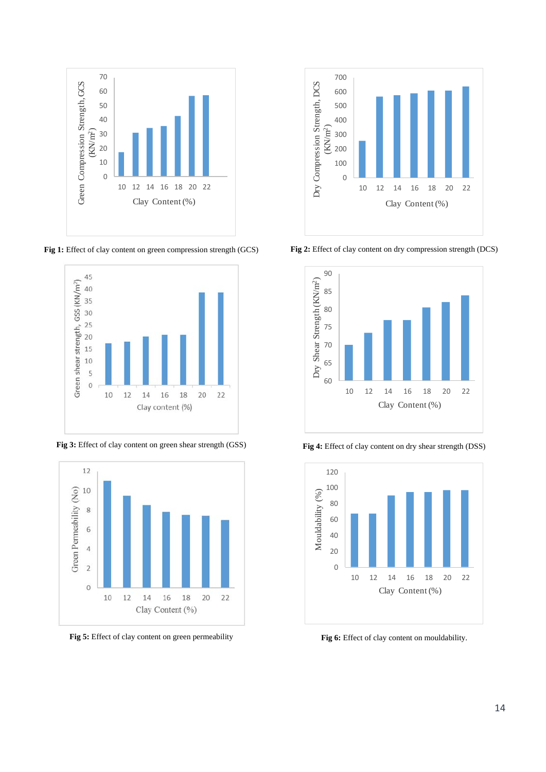**Fig 1:** Effect of clay content on green compression strength (GCS)

**Fig 2:** Effect of clay content on dry compression strength (DCS)

**Fig 3:** Effect of clay content on green shear strength (GSS)

**Fig 4:** Effect of clay content on dry shear strength (DSS)

**Fig 5:** Effect of clay content on green permeability

**Fig 6:** Effect of clay content on mouldability.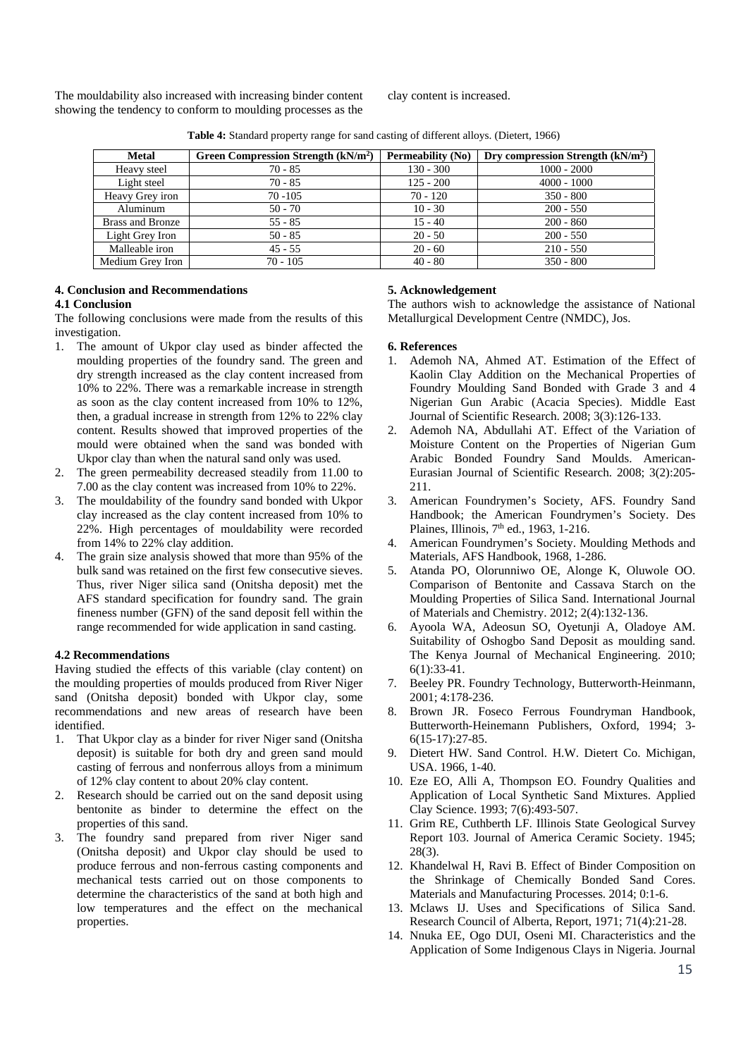The mouldability also increased with increasing binder content showing the tendency to conform to moulding processes as the clay content is increased.

**Table 4:** Standard property range for sand casting of different alloys. (Dietert, 1966)

| Metal | Green Compression Strength (kN/m$^2$) | Permeability (No) | Dry compression Strength (kN/m$^2$) |
|---|---|---|---|
| Heavy steel | 70 - 85 | 130 - 300 | 1000 - 2000 |
| Light steel | 70 - 85 | 125 - 200 | 4000 - 1000 |
| Heavy Grey iron | 70 -105 | 70 - 120 | 350 - 800 |
| Aluminum | 50 - 70 | 10 - 30 | 200 - 550 |
| Brass and Bronze | 55 - 85 | 15 - 40 | 200 - 860 |
| Light Grey Iron | 50 - 85 | 20 - 50 | 200 - 550 |
| Malleable iron | 45 - 55 | 20 - 60 | 210 - 550 |
| Medium Grey Iron | 70 - 105 | 40 - 80 | 350 - 800 |

## 4. Conclusion and Recommendations

### 4.1 Conclusion

The following conclusions were made from the results of this investigation.

1. The amount of Ukpor clay used as binder affected the moulding properties of the foundry sand. The green and dry strength increased as the clay content increased from 10% to 22%. There was a remarkable increase in strength as soon as the clay content increased from 10% to 12%, then, a gradual increase in strength from 12% to 22% clay content. Results showed that improved properties of the mould were obtained when the sand was bonded with Ukpor clay than when the natural sand only was used.
2. The green permeability decreased steadily from 11.00 to 7.00 as the clay content was increased from 10% to 22%.
3. The mouldability of the foundry sand bonded with Ukpor clay increased as the clay content increased from 10% to 22%. High percentages of mouldability were recorded from 14% to 22% clay addition.
4. The grain size analysis showed that more than 95% of the bulk sand was retained on the first few consecutive sieves. Thus, river Niger silica sand (Onitsha deposit) met the AFS standard specification for foundry sand. The grain fineness number (GFN) of the sand deposit fell within the range recommended for wide application in sand casting.

### 4.2 Recommendations

Having studied the effects of this variable (clay content) on the moulding properties of moulds produced from River Niger sand (Onitsha deposit) bonded with Ukpor clay, some recommendations and new areas of research have been identified.

1. That Ukpor clay as a binder for river Niger sand (Onitsha deposit) is suitable for both dry and green sand mould casting of ferrous and nonferrous alloys from a minimum of 12% clay content to about 20% clay content.
2. Research should be carried out on the sand deposit using bentonite as binder to determine the effect on the properties of this sand.
3. The foundry sand prepared from river Niger sand (Onitsha deposit) and Ukpor clay should be used to produce ferrous and non-ferrous casting components and mechanical tests carried out on those components to determine the characteristics of the sand at both high and low temperatures and the effect on the mechanical properties.

## 5. Acknowledgement

The authors wish to acknowledge the assistance of National Metallurgical Development Centre (NMDC), Jos.

## 6. References

1. Ademoh NA, Ahmed AT. Estimation of the Effect of Kaolin Clay Addition on the Mechanical Properties of Foundry Moulding Sand Bonded with Grade 3 and 4 Nigerian Gun Arabic (Acacia Species). Middle East Journal of Scientific Research. 2008; 3(3):126-133.
2. Ademoh NA, Abdullahi AT. Effect of the Variation of Moisture Content on the Properties of Nigerian Gum Arabic Bonded Foundry Sand Moulds. American-Eurasian Journal of Scientific Research. 2008; 3(2):205-211.
3. American Foundrymen's Society, AFS. Foundry Sand Handbook; the American Foundrymen's Society. Des Plaines, Illinois, 7th ed., 1963, 1-216.
4. American Foundrymen's Society. Moulding Methods and Materials, AFS Handbook, 1968, 1-286.
5. Atanda PO, Olorunniwo OE, Alonge K, Oluwole OO. Comparison of Bentonite and Cassava Starch on the Moulding Properties of Silica Sand. International Journal of Materials and Chemistry. 2012; 2(4):132-136.
6. Ayoola WA, Adeosun SO, Oyetunji A, Oladoye AM. Suitability of Oshogbo Sand Deposit as moulding sand. The Kenya Journal of Mechanical Engineering. 2010; 6(1):33-41.
7. Beeley PR. Foundry Technology, Butterworth-Heinmann, 2001; 4:178-236.
8. Brown JR. Foseco Ferrous Foundryman Handbook, Butterworth-Heinemann Publishers, Oxford, 1994; 3-6(15-17):27-85.
9. Dietert HW. Sand Control. H.W. Dietert Co. Michigan, USA. 1966, 1-40.
10. Eze EO, Alli A, Thompson EO. Foundry Qualities and Application of Local Synthetic Sand Mixtures. Applied Clay Science. 1993; 7(6):493-507.
11. Grim RE, Cuthberth LF. Illinois State Geological Survey Report 103. Journal of America Ceramic Society. 1945; 28(3).
12. Khandelwal H, Ravi B. Effect of Binder Composition on the Shrinkage of Chemically Bonded Sand Cores. Materials and Manufacturing Processes. 2014; 0:1-6.
13. Mclaws IJ. Uses and Specifications of Silica Sand. Research Council of Alberta, Report, 1971; 71(4):21-28.
14. Nnuka EE, Ogo DUI, Oseni MI. Characteristics and the Application of Some Indigenous Clays in Nigeria. Journal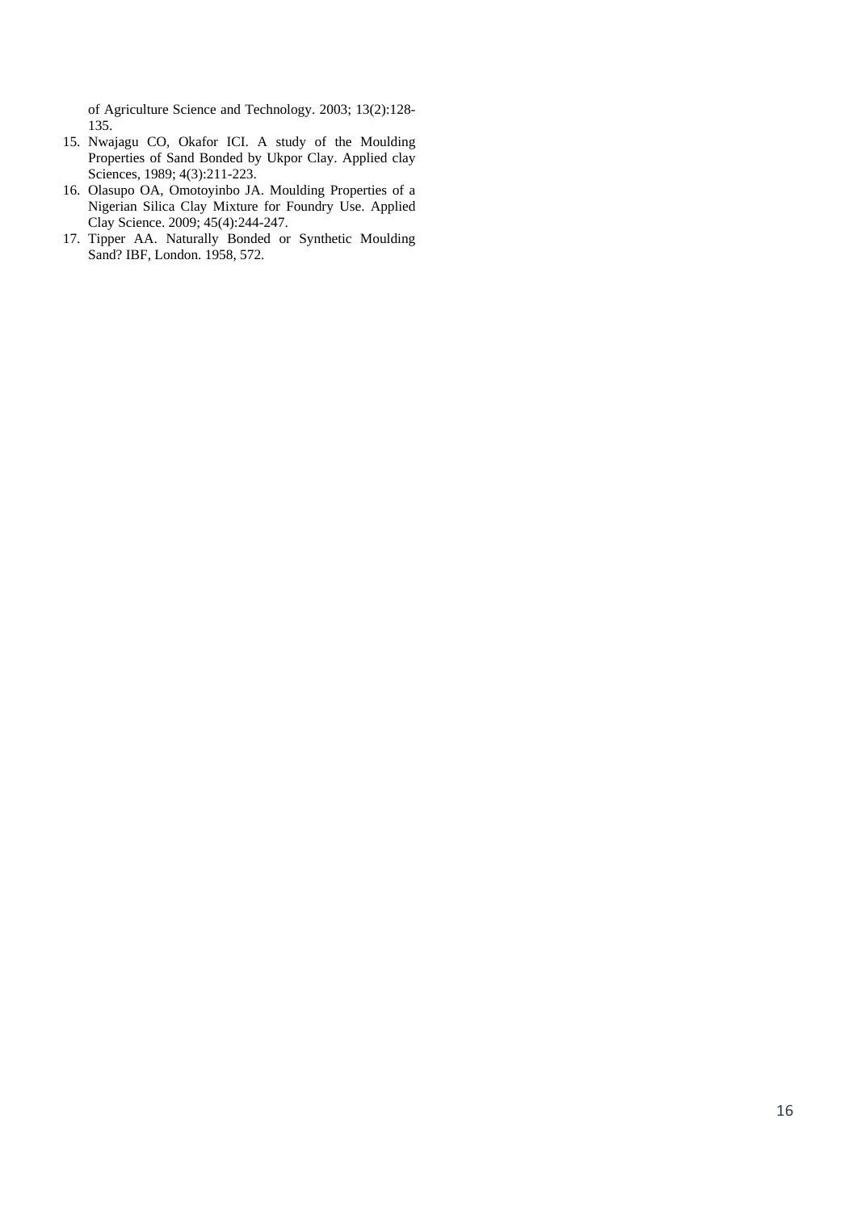of Agriculture Science and Technology. 2003; 13(2):128-135.

15. Nwajagu CO, Okafor ICI. A study of the Moulding Properties of Sand Bonded by Ukpor Clay. Applied clay Sciences, 1989; 4(3):211-223.
16. Olasupo OA, Omotoyinbo JA. Moulding Properties of a Nigerian Silica Clay Mixture for Foundry Use. Applied Clay Science. 2009; 45(4):244-247.
17. Tipper AA. Naturally Bonded or Synthetic Moulding Sand? IBF, London. 1958, 572.